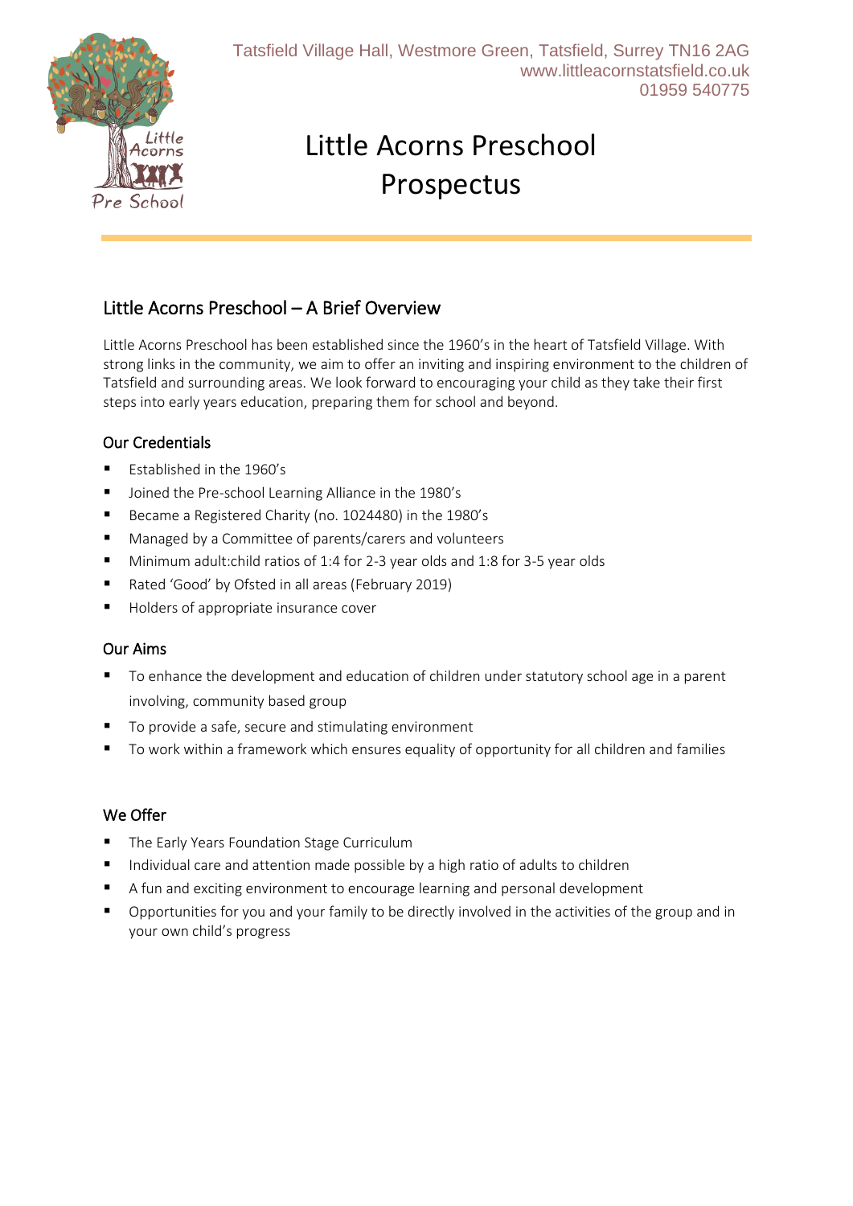Tatsfield Village Hall, Westmore Green, Tatsfield, Surrey TN16 2AG
www.littleacornstatsfield.co.uk
01959 540775

# Little Acorns Preschool Prospectus

## Little Acorns Preschool – A Brief Overview

Little Acorns Preschool has been established since the 1960's in the heart of Tatsfield Village. With strong links in the community, we aim to offer an inviting and inspiring environment to the children of Tatsfield and surrounding areas. We look forward to encouraging your child as they take their first steps into early years education, preparing them for school and beyond.

### Our Credentials

- Established in the 1960's
- Joined the Pre-school Learning Alliance in the 1980's
- Became a Registered Charity (no. 1024480) in the 1980's
- Managed by a Committee of parents/carers and volunteers
- Minimum adult:child ratios of 1:4 for 2-3 year olds and 1:8 for 3-5 year olds
- Rated 'Good' by Ofsted in all areas (February 2019)
- Holders of appropriate insurance cover

### Our Aims

- To enhance the development and education of children under statutory school age in a parent involving, community based group
- To provide a safe, secure and stimulating environment
- To work within a framework which ensures equality of opportunity for all children and families

### We Offer

- The Early Years Foundation Stage Curriculum
- Individual care and attention made possible by a high ratio of adults to children
- A fun and exciting environment to encourage learning and personal development
- Opportunities for you and your family to be directly involved in the activities of the group and in your own child's progress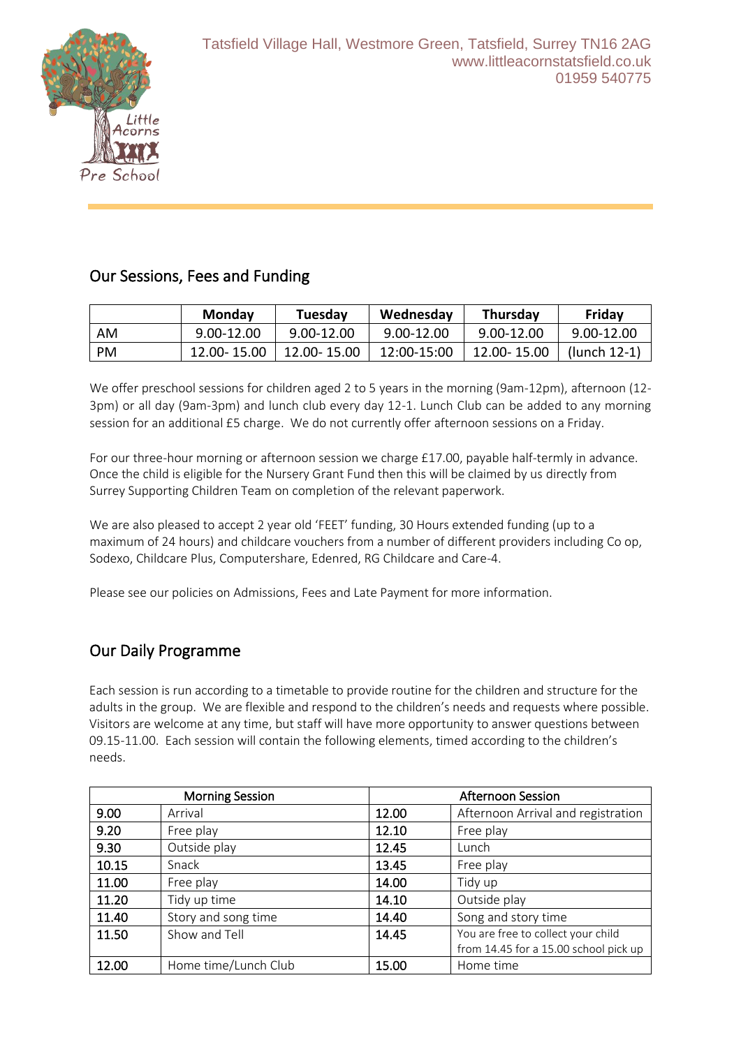Tatsfield Village Hall, Westmore Green, Tatsfield, Surrey TN16 2AG
www.littleacornstatsfield.co.uk
01959 540775

## Our Sessions, Fees and Funding

| | Monday | Tuesday | Wednesday | Thursday | Friday |
|---|---|---|---|---|---|
| AM | 9.00-12.00 | 9.00-12.00 | 9.00-12.00 | 9.00-12.00 | 9.00-12.00 |
| PM | 12.00- 15.00 | 12.00- 15.00 | 12:00-15:00 | 12.00- 15.00 | (lunch 12-1) |

We offer preschool sessions for children aged 2 to 5 years in the morning (9am-12pm), afternoon (12-3pm) or all day (9am-3pm) and lunch club every day 12-1. Lunch Club can be added to any morning session for an additional £5 charge. We do not currently offer afternoon sessions on a Friday.

For our three-hour morning or afternoon session we charge £17.00, payable half-termly in advance. Once the child is eligible for the Nursery Grant Fund then this will be claimed by us directly from Surrey Supporting Children Team on completion of the relevant paperwork.

We are also pleased to accept 2 year old 'FEET' funding, 30 Hours extended funding (up to a maximum of 24 hours) and childcare vouchers from a number of different providers including Co op, Sodexo, Childcare Plus, Computershare, Edenred, RG Childcare and Care-4.

Please see our policies on Admissions, Fees and Late Payment for more information.

## Our Daily Programme

Each session is run according to a timetable to provide routine for the children and structure for the adults in the group. We are flexible and respond to the children's needs and requests where possible. Visitors are welcome at any time, but staff will have more opportunity to answer questions between 09.15-11.00. Each session will contain the following elements, timed according to the children's needs.

| Morning Session | | Afternoon Session | |
|---|---|---|---|
| 9.00 | Arrival | 12.00 | Afternoon Arrival and registration |
| 9.20 | Free play | 12.10 | Free play |
| 9.30 | Outside play | 12.45 | Lunch |
| 10.15 | Snack | 13.45 | Free play |
| 11.00 | Free play | 14.00 | Tidy up |
| 11.20 | Tidy up time | 14.10 | Outside play |
| 11.40 | Story and song time | 14.40 | Song and story time |
| 11.50 | Show and Tell | 14.45 | You are free to collect your child from 14.45 for a 15.00 school pick up |
| 12.00 | Home time/Lunch Club | 15.00 | Home time |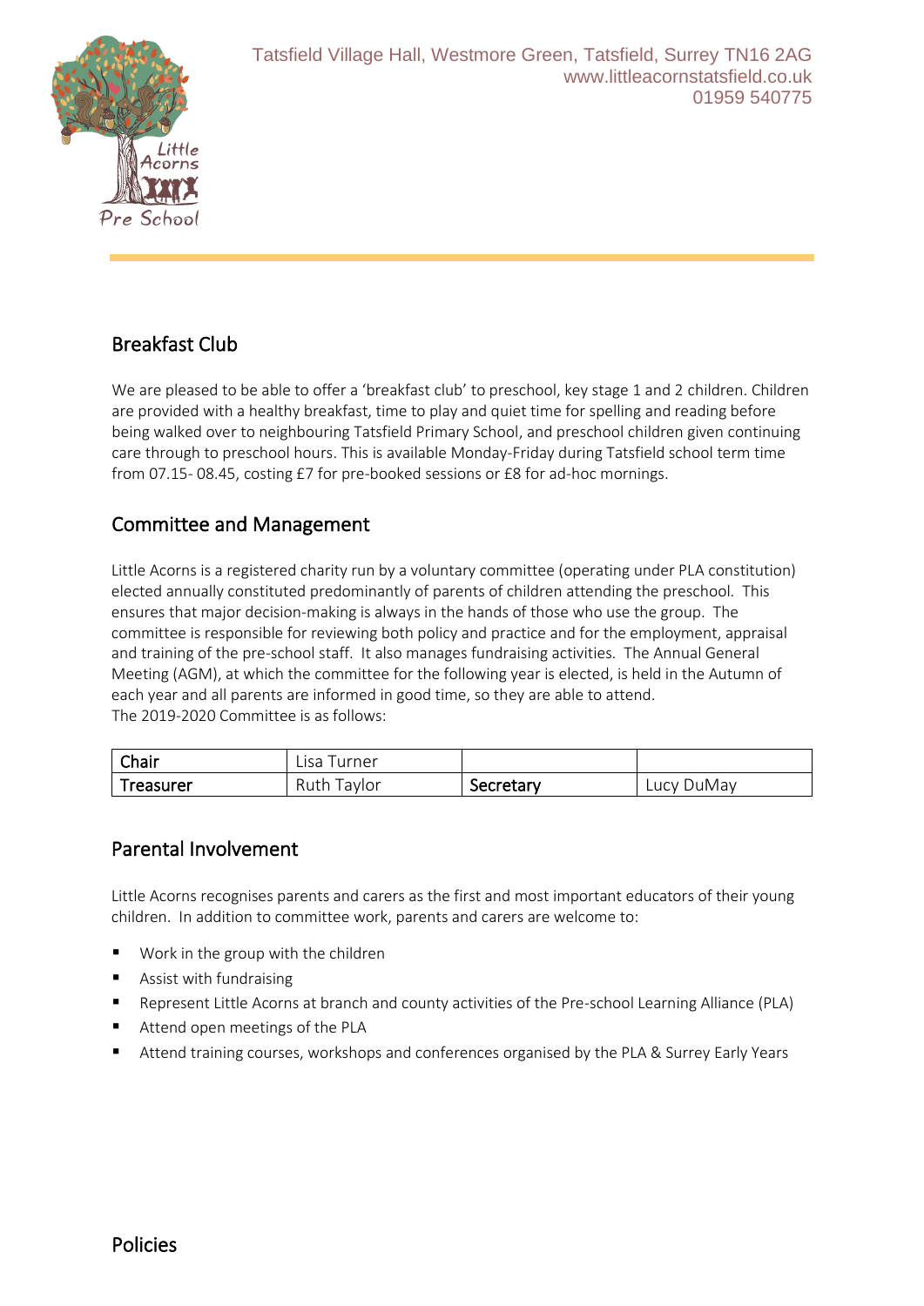Tatsfield Village Hall, Westmore Green, Tatsfield, Surrey TN16 2AG
www.littleacornstatsfield.co.uk
01959 540775

## Breakfast Club

We are pleased to be able to offer a 'breakfast club' to preschool, key stage 1 and 2 children. Children are provided with a healthy breakfast, time to play and quiet time for spelling and reading before being walked over to neighbouring Tatsfield Primary School, and preschool children given continuing care through to preschool hours. This is available Monday-Friday during Tatsfield school term time from 07.15- 08.45, costing £7 for pre-booked sessions or £8 for ad-hoc mornings.

## Committee and Management

Little Acorns is a registered charity run by a voluntary committee (operating under PLA constitution) elected annually constituted predominantly of parents of children attending the preschool. This ensures that major decision-making is always in the hands of those who use the group. The committee is responsible for reviewing both policy and practice and for the employment, appraisal and training of the pre-school staff. It also manages fundraising activities. The Annual General Meeting (AGM), at which the committee for the following year is elected, is held in the Autumn of each year and all parents are informed in good time, so they are able to attend.
The 2019-2020 Committee is as follows:

| Chair | Lisa Turner | | |
|---|---|---|---|
| Treasurer | Ruth Taylor | Secretary | Lucy DuMay |

## Parental Involvement

Little Acorns recognises parents and carers as the first and most important educators of their young children. In addition to committee work, parents and carers are welcome to:

- Work in the group with the children
- Assist with fundraising
- Represent Little Acorns at branch and county activities of the Pre-school Learning Alliance (PLA)
- Attend open meetings of the PLA
- Attend training courses, workshops and conferences organised by the PLA & Surrey Early Years

## Policies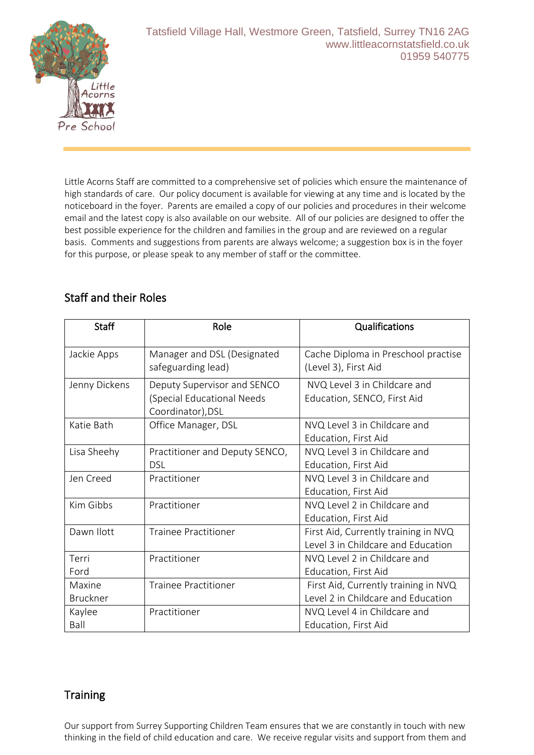Tatsfield Village Hall, Westmore Green, Tatsfield, Surrey TN16 2AG
www.littleacornstatsfield.co.uk
01959 540775

Little Acorns Staff are committed to a comprehensive set of policies which ensure the maintenance of high standards of care. Our policy document is available for viewing at any time and is located by the noticeboard in the foyer. Parents are emailed a copy of our policies and procedures in their welcome email and the latest copy is also available on our website. All of our policies are designed to offer the best possible experience for the children and families in the group and are reviewed on a regular basis. Comments and suggestions from parents are always welcome; a suggestion box is in the foyer for this purpose, or please speak to any member of staff or the committee.

## Staff and their Roles

| Staff | Role | Qualifications |
|---|---|---|
| Jackie Apps | Manager and DSL (Designated safeguarding lead) | Cache Diploma in Preschool practise (Level 3), First Aid |
| Jenny Dickens | Deputy Supervisor and SENCO (Special Educational Needs Coordinator),DSL | NVQ Level 3 in Childcare and Education, SENCO, First Aid |
| Katie Bath | Office Manager, DSL | NVQ Level 3 in Childcare and Education, First Aid |
| Lisa Sheehy | Practitioner and Deputy SENCO, DSL | NVQ Level 3 in Childcare and Education, First Aid |
| Jen Creed | Practitioner | NVQ Level 3 in Childcare and Education, First Aid |
| Kim Gibbs | Practitioner | NVQ Level 2 in Childcare and Education, First Aid |
| Dawn Ilott | Trainee Practitioner | First Aid, Currently training in NVQ Level 3 in Childcare and Education |
| Terri Ford | Practitioner | NVQ Level 2 in Childcare and Education, First Aid |
| Maxine Bruckner | Trainee Practitioner | First Aid, Currently training in NVQ Level 2 in Childcare and Education |
| Kaylee Ball | Practitioner | NVQ Level 4 in Childcare and Education, First Aid |

## Training

Our support from Surrey Supporting Children Team ensures that we are constantly in touch with new thinking in the field of child education and care. We receive regular visits and support from them and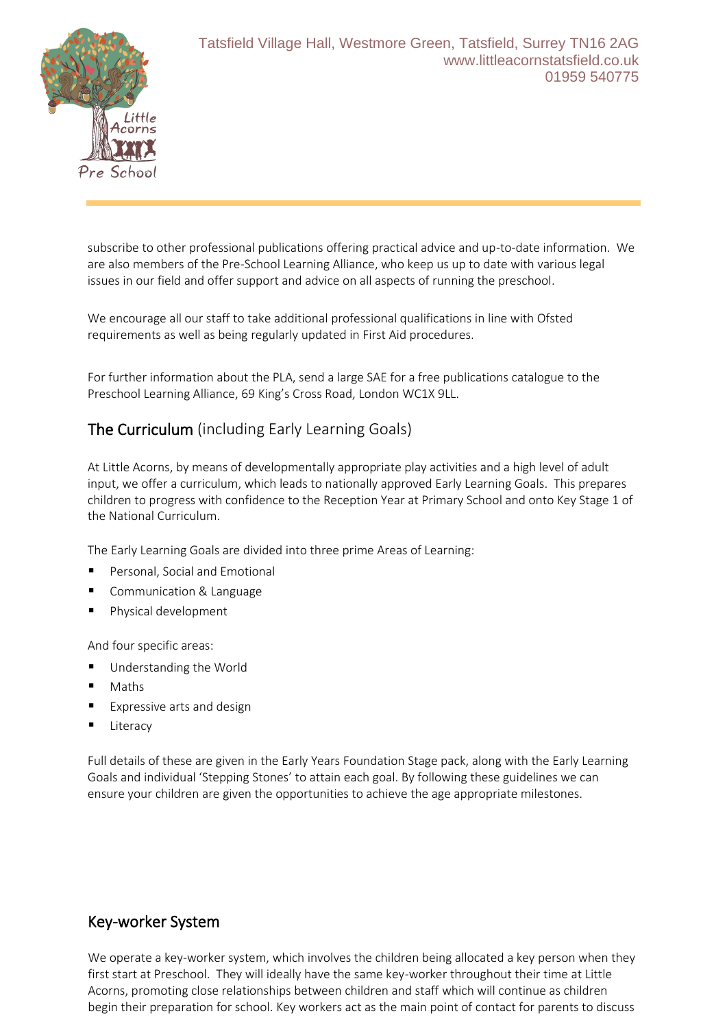subscribe to other professional publications offering practical advice and up-to-date information. We are also members of the Pre-School Learning Alliance, who keep us up to date with various legal issues in our field and offer support and advice on all aspects of running the preschool.

We encourage all our staff to take additional professional qualifications in line with Ofsted requirements as well as being regularly updated in First Aid procedures.

For further information about the PLA, send a large SAE for a free publications catalogue to the Preschool Learning Alliance, 69 King's Cross Road, London WC1X 9LL.

## The Curriculum (including Early Learning Goals)

At Little Acorns, by means of developmentally appropriate play activities and a high level of adult input, we offer a curriculum, which leads to nationally approved Early Learning Goals. This prepares children to progress with confidence to the Reception Year at Primary School and onto Key Stage 1 of the National Curriculum.

The Early Learning Goals are divided into three prime Areas of Learning:

- Personal, Social and Emotional
- Communication & Language
- Physical development

And four specific areas:

- Understanding the World
- Maths
- Expressive arts and design
- Literacy

Full details of these are given in the Early Years Foundation Stage pack, along with the Early Learning Goals and individual 'Stepping Stones' to attain each goal. By following these guidelines we can ensure your children are given the opportunities to achieve the age appropriate milestones.

## Key-worker System

We operate a key-worker system, which involves the children being allocated a key person when they first start at Preschool. They will ideally have the same key-worker throughout their time at Little Acorns, promoting close relationships between children and staff which will continue as children begin their preparation for school. Key workers act as the main point of contact for parents to discuss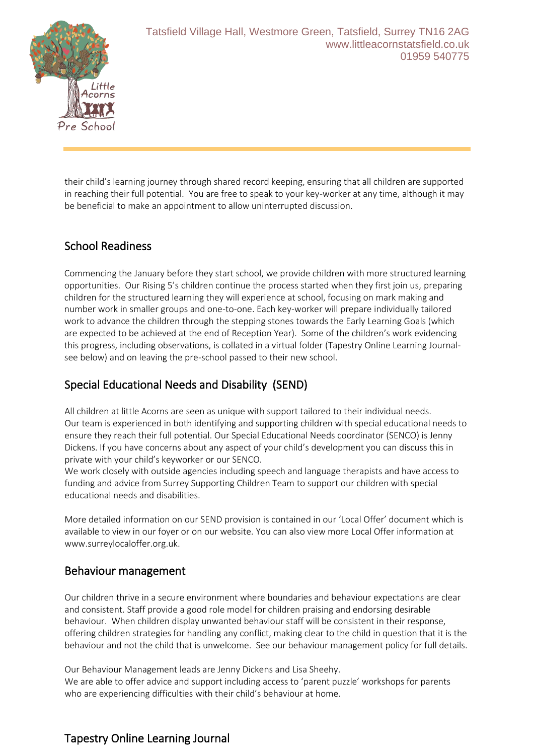their child's learning journey through shared record keeping, ensuring that all children are supported in reaching their full potential. You are free to speak to your key-worker at any time, although it may be beneficial to make an appointment to allow uninterrupted discussion.

## School Readiness

Commencing the January before they start school, we provide children with more structured learning opportunities. Our Rising 5's children continue the process started when they first join us, preparing children for the structured learning they will experience at school, focusing on mark making and number work in smaller groups and one-to-one. Each key-worker will prepare individually tailored work to advance the children through the stepping stones towards the Early Learning Goals (which are expected to be achieved at the end of Reception Year). Some of the children's work evidencing this progress, including observations, is collated in a virtual folder (Tapestry Online Learning Journal- see below) and on leaving the pre-school passed to their new school.

## Special Educational Needs and Disability (SEND)

All children at little Acorns are seen as unique with support tailored to their individual needs. Our team is experienced in both identifying and supporting children with special educational needs to ensure they reach their full potential. Our Special Educational Needs coordinator (SENCO) is Jenny Dickens. If you have concerns about any aspect of your child's development you can discuss this in private with your child's keyworker or our SENCO.
We work closely with outside agencies including speech and language therapists and have access to funding and advice from Surrey Supporting Children Team to support our children with special educational needs and disabilities.

More detailed information on our SEND provision is contained in our 'Local Offer' document which is available to view in our foyer or on our website. You can also view more Local Offer information at www.surreylocaloffer.org.uk.

## Behaviour management

Our children thrive in a secure environment where boundaries and behaviour expectations are clear and consistent. Staff provide a good role model for children praising and endorsing desirable behaviour. When children display unwanted behaviour staff will be consistent in their response, offering children strategies for handling any conflict, making clear to the child in question that it is the behaviour and not the child that is unwelcome. See our behaviour management policy for full details.

Our Behaviour Management leads are Jenny Dickens and Lisa Sheehy.
We are able to offer advice and support including access to 'parent puzzle' workshops for parents who are experiencing difficulties with their child's behaviour at home.

## Tapestry Online Learning Journal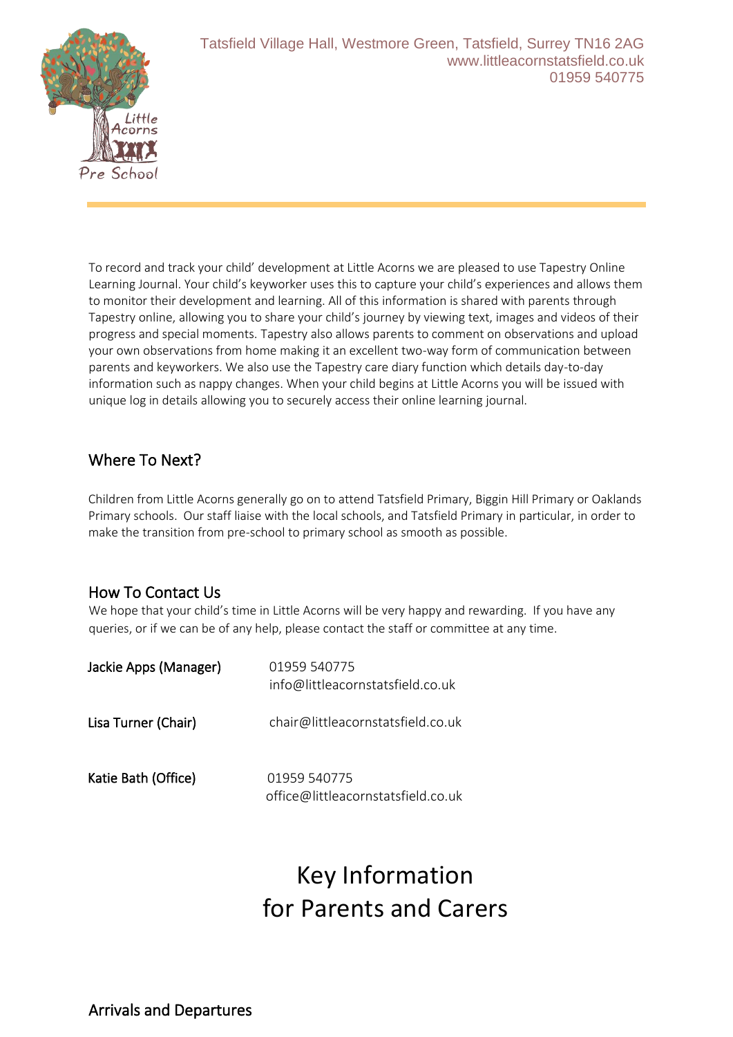Tatsfield Village Hall, Westmore Green, Tatsfield, Surrey TN16 2AG
www.littleacornstatsfield.co.uk
01959 540775

To record and track your child' development at Little Acorns we are pleased to use Tapestry Online Learning Journal. Your child's keyworker uses this to capture your child's experiences and allows them to monitor their development and learning. All of this information is shared with parents through Tapestry online, allowing you to share your child's journey by viewing text, images and videos of their progress and special moments. Tapestry also allows parents to comment on observations and upload your own observations from home making it an excellent two-way form of communication between parents and keyworkers. We also use the Tapestry care diary function which details day-to-day information such as nappy changes. When your child begins at Little Acorns you will be issued with unique log in details allowing you to securely access their online learning journal.

## Where To Next?

Children from Little Acorns generally go on to attend Tatsfield Primary, Biggin Hill Primary or Oaklands Primary schools. Our staff liaise with the local schools, and Tatsfield Primary in particular, in order to make the transition from pre-school to primary school as smooth as possible.

## How To Contact Us

We hope that your child's time in Little Acorns will be very happy and rewarding. If you have any queries, or if we can be of any help, please contact the staff or committee at any time.

**Jackie Apps (Manager)** — 01959 540775, info@littleacornstatsfield.co.uk

**Lisa Turner (Chair)** — chair@littleacornstatsfield.co.uk

**Katie Bath (Office)** — 01959 540775, office@littleacornstatsfield.co.uk

# Key Information for Parents and Carers

## Arrivals and Departures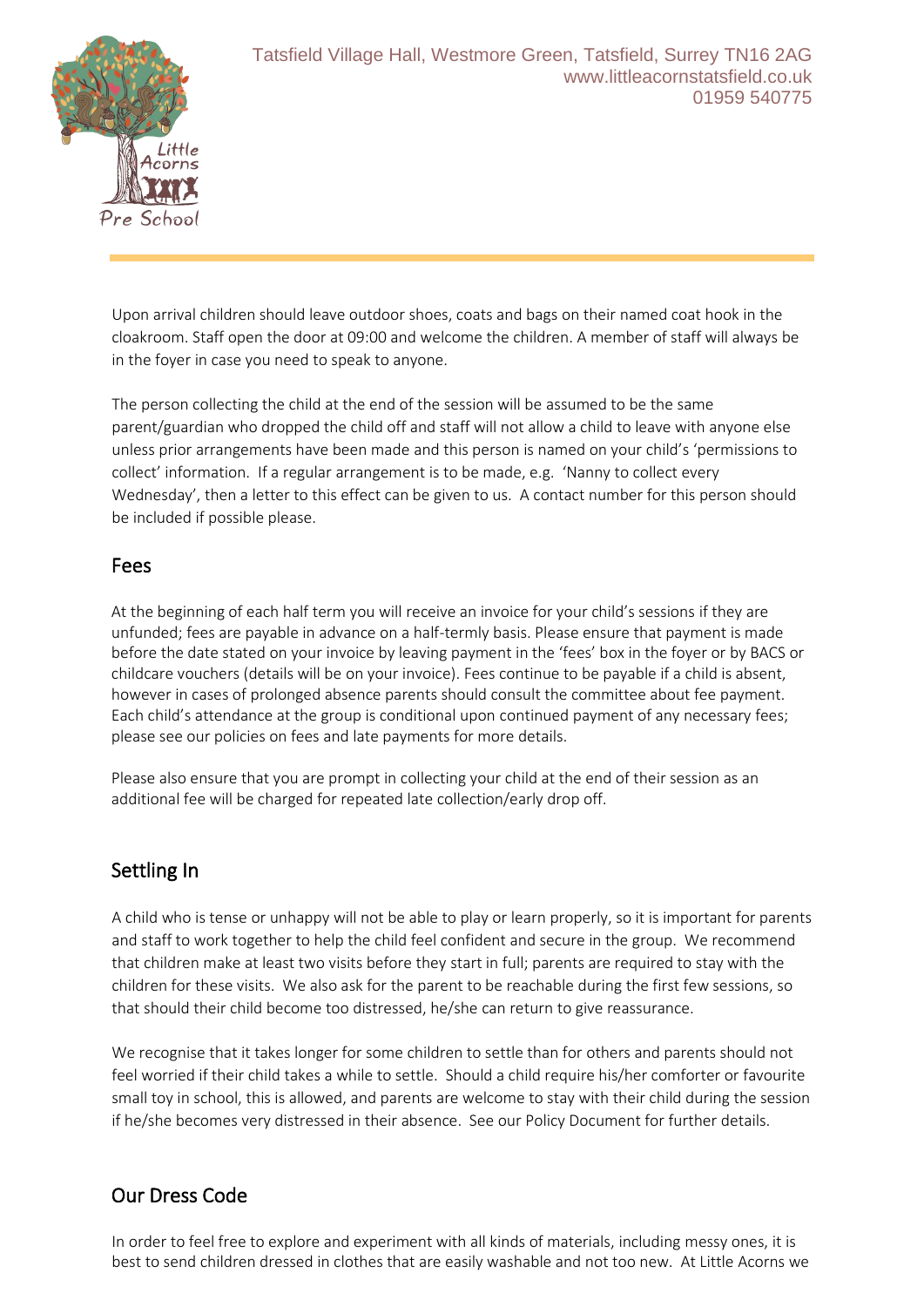Upon arrival children should leave outdoor shoes, coats and bags on their named coat hook in the cloakroom. Staff open the door at 09:00 and welcome the children. A member of staff will always be in the foyer in case you need to speak to anyone.

The person collecting the child at the end of the session will be assumed to be the same parent/guardian who dropped the child off and staff will not allow a child to leave with anyone else unless prior arrangements have been made and this person is named on your child's 'permissions to collect' information. If a regular arrangement is to be made, e.g. 'Nanny to collect every Wednesday', then a letter to this effect can be given to us. A contact number for this person should be included if possible please.

## Fees

At the beginning of each half term you will receive an invoice for your child's sessions if they are unfunded; fees are payable in advance on a half-termly basis. Please ensure that payment is made before the date stated on your invoice by leaving payment in the 'fees' box in the foyer or by BACS or childcare vouchers (details will be on your invoice). Fees continue to be payable if a child is absent, however in cases of prolonged absence parents should consult the committee about fee payment. Each child's attendance at the group is conditional upon continued payment of any necessary fees; please see our policies on fees and late payments for more details.

Please also ensure that you are prompt in collecting your child at the end of their session as an additional fee will be charged for repeated late collection/early drop off.

## Settling In

A child who is tense or unhappy will not be able to play or learn properly, so it is important for parents and staff to work together to help the child feel confident and secure in the group. We recommend that children make at least two visits before they start in full; parents are required to stay with the children for these visits. We also ask for the parent to be reachable during the first few sessions, so that should their child become too distressed, he/she can return to give reassurance.

We recognise that it takes longer for some children to settle than for others and parents should not feel worried if their child takes a while to settle. Should a child require his/her comforter or favourite small toy in school, this is allowed, and parents are welcome to stay with their child during the session if he/she becomes very distressed in their absence. See our Policy Document for further details.

## Our Dress Code

In order to feel free to explore and experiment with all kinds of materials, including messy ones, it is best to send children dressed in clothes that are easily washable and not too new. At Little Acorns we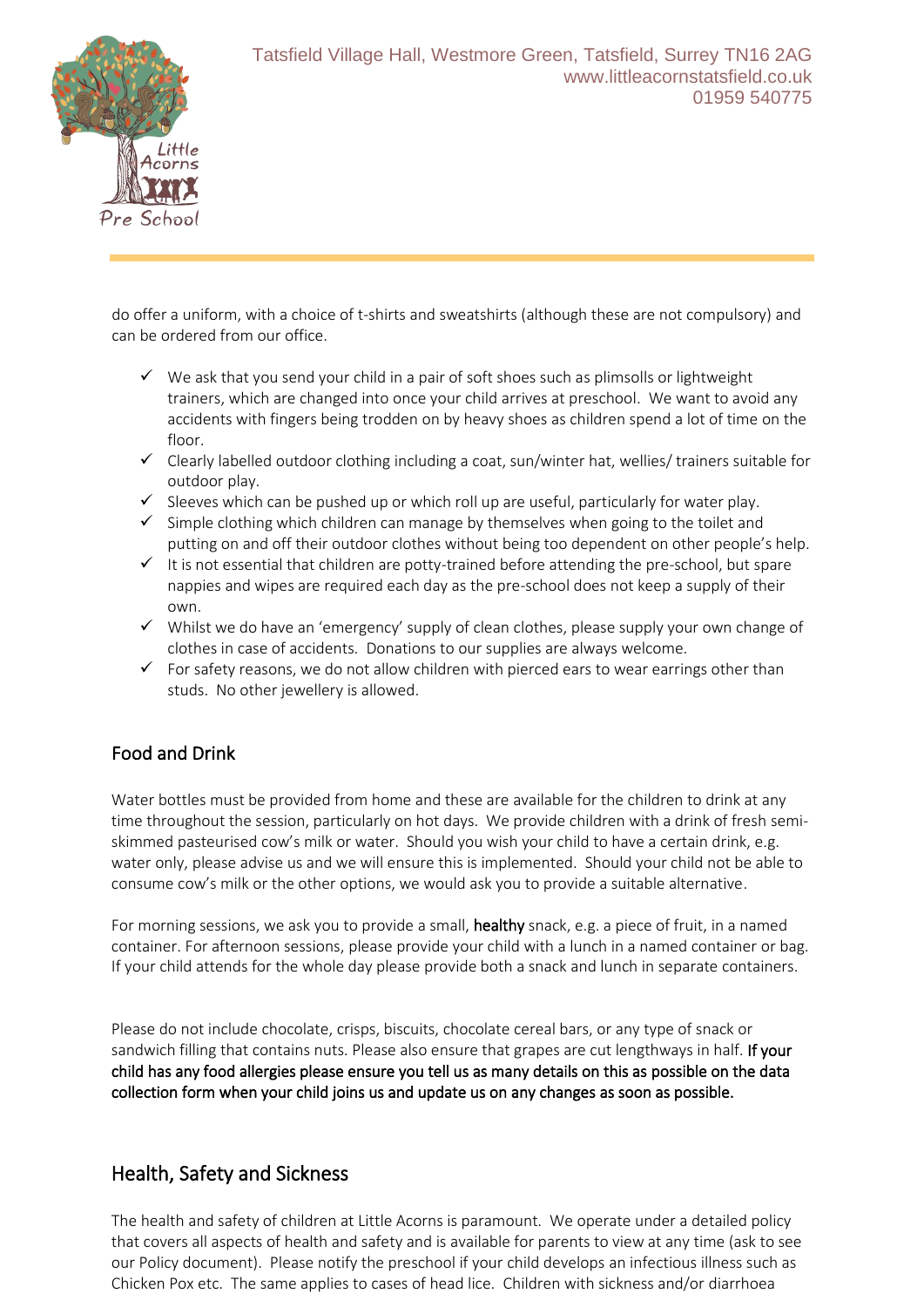do offer a uniform, with a choice of t-shirts and sweatshirts (although these are not compulsory) and can be ordered from our office.

- ✓ We ask that you send your child in a pair of soft shoes such as plimsolls or lightweight trainers, which are changed into once your child arrives at preschool. We want to avoid any accidents with fingers being trodden on by heavy shoes as children spend a lot of time on the floor.
- ✓ Clearly labelled outdoor clothing including a coat, sun/winter hat, wellies/ trainers suitable for outdoor play.
- ✓ Sleeves which can be pushed up or which roll up are useful, particularly for water play.
- ✓ Simple clothing which children can manage by themselves when going to the toilet and putting on and off their outdoor clothes without being too dependent on other people's help.
- ✓ It is not essential that children are potty-trained before attending the pre-school, but spare nappies and wipes are required each day as the pre-school does not keep a supply of their own.
- ✓ Whilst we do have an 'emergency' supply of clean clothes, please supply your own change of clothes in case of accidents. Donations to our supplies are always welcome.
- ✓ For safety reasons, we do not allow children with pierced ears to wear earrings other than studs. No other jewellery is allowed.

## Food and Drink

Water bottles must be provided from home and these are available for the children to drink at any time throughout the session, particularly on hot days. We provide children with a drink of fresh semi-skimmed pasteurised cow's milk or water. Should you wish your child to have a certain drink, e.g. water only, please advise us and we will ensure this is implemented. Should your child not be able to consume cow's milk or the other options, we would ask you to provide a suitable alternative.

For morning sessions, we ask you to provide a small, **healthy** snack, e.g. a piece of fruit, in a named container. For afternoon sessions, please provide your child with a lunch in a named container or bag. If your child attends for the whole day please provide both a snack and lunch in separate containers.

Please do not include chocolate, crisps, biscuits, chocolate cereal bars, or any type of snack or sandwich filling that contains nuts. Please also ensure that grapes are cut lengthways in half. **If your child has any food allergies please ensure you tell us as many details on this as possible on the data collection form when your child joins us and update us on any changes as soon as possible.**

## Health, Safety and Sickness

The health and safety of children at Little Acorns is paramount. We operate under a detailed policy that covers all aspects of health and safety and is available for parents to view at any time (ask to see our Policy document). Please notify the preschool if your child develops an infectious illness such as Chicken Pox etc. The same applies to cases of head lice. Children with sickness and/or diarrhoea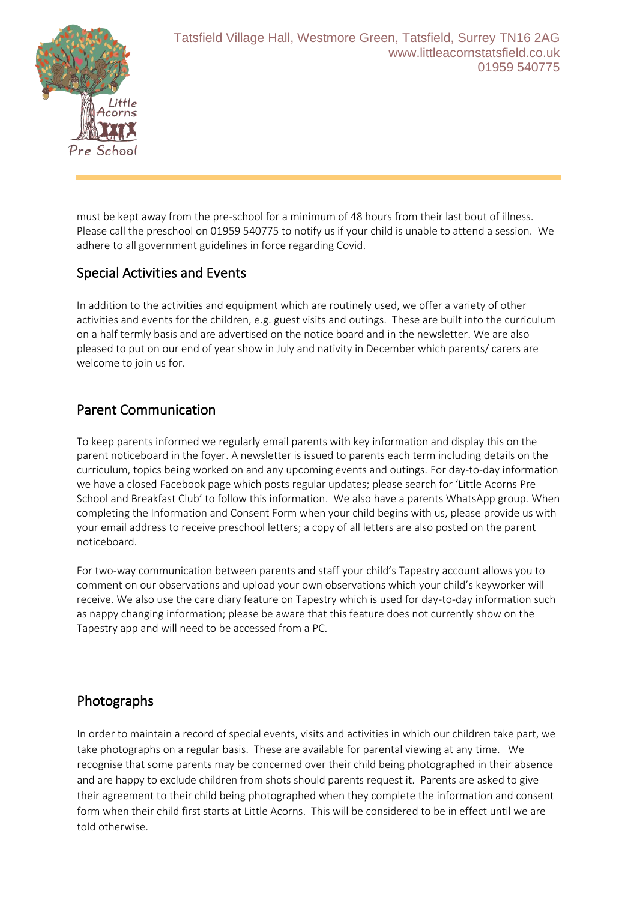must be kept away from the pre-school for a minimum of 48 hours from their last bout of illness. Please call the preschool on 01959 540775 to notify us if your child is unable to attend a session. We adhere to all government guidelines in force regarding Covid.

## Special Activities and Events

In addition to the activities and equipment which are routinely used, we offer a variety of other activities and events for the children, e.g. guest visits and outings. These are built into the curriculum on a half termly basis and are advertised on the notice board and in the newsletter. We are also pleased to put on our end of year show in July and nativity in December which parents/ carers are welcome to join us for.

## Parent Communication

To keep parents informed we regularly email parents with key information and display this on the parent noticeboard in the foyer. A newsletter is issued to parents each term including details on the curriculum, topics being worked on and any upcoming events and outings. For day-to-day information we have a closed Facebook page which posts regular updates; please search for 'Little Acorns Pre School and Breakfast Club' to follow this information. We also have a parents WhatsApp group. When completing the Information and Consent Form when your child begins with us, please provide us with your email address to receive preschool letters; a copy of all letters are also posted on the parent noticeboard.

For two-way communication between parents and staff your child's Tapestry account allows you to comment on our observations and upload your own observations which your child's keyworker will receive. We also use the care diary feature on Tapestry which is used for day-to-day information such as nappy changing information; please be aware that this feature does not currently show on the Tapestry app and will need to be accessed from a PC.

## Photographs

In order to maintain a record of special events, visits and activities in which our children take part, we take photographs on a regular basis. These are available for parental viewing at any time. We recognise that some parents may be concerned over their child being photographed in their absence and are happy to exclude children from shots should parents request it. Parents are asked to give their agreement to their child being photographed when they complete the information and consent form when their child first starts at Little Acorns. This will be considered to be in effect until we are told otherwise.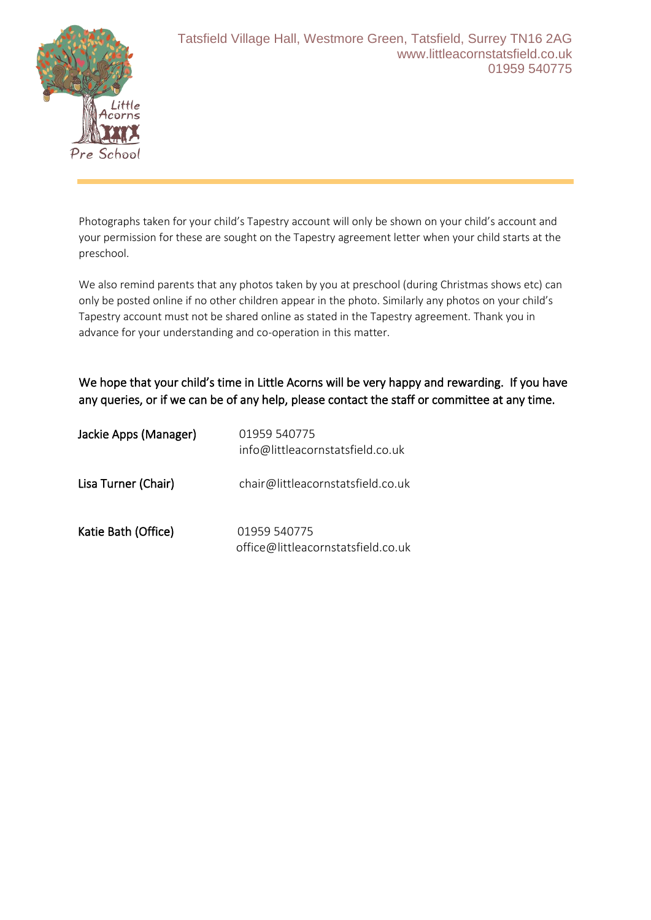Photographs taken for your child's Tapestry account will only be shown on your child's account and your permission for these are sought on the Tapestry agreement letter when your child starts at the preschool.

We also remind parents that any photos taken by you at preschool (during Christmas shows etc) can only be posted online if no other children appear in the photo. Similarly any photos on your child's Tapestry account must not be shared online as stated in the Tapestry agreement. Thank you in advance for your understanding and co-operation in this matter.

We hope that your child's time in Little Acorns will be very happy and rewarding. If you have any queries, or if we can be of any help, please contact the staff or committee at any time.

| | |
|---|---|
| Jackie Apps (Manager) | 01959 540775<br>info@littleacornstatsfield.co.uk |
| Lisa Turner (Chair) | chair@littleacornstatsfield.co.uk |
| Katie Bath (Office) | 01959 540775<br>office@littleacornstatsfield.co.uk |